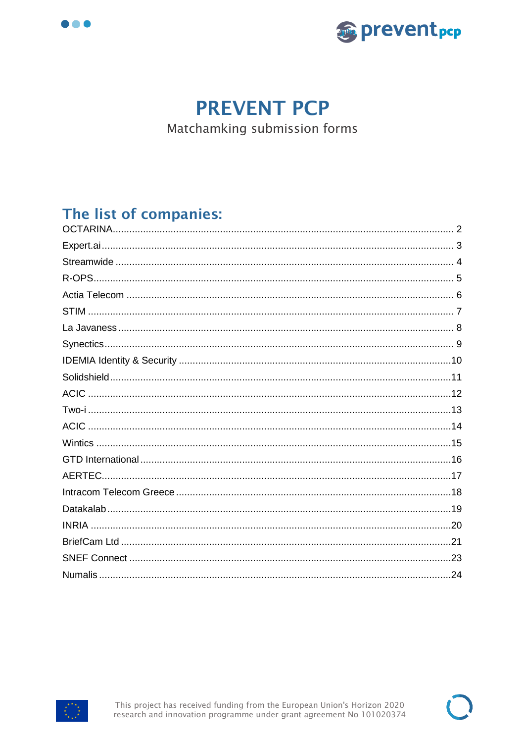# PREVENT PCP

Matchamking submission forms

## The list of companies:

OCTARINA ..... 2
Expert.ai ..... 3
Streamwide ..... 4
R-OPS ..... 5
Actia Telecom ..... 6
STIM ..... 7
La Javaness ..... 8
Synectics ..... 9
IDEMIA Identity & Security ..... 10
Solidshield ..... 11
ACIC ..... 12
Two-i ..... 13
ACIC ..... 14
Wintics ..... 15
GTD International ..... 16
AERTEC ..... 17
Intracom Telecom Greece ..... 18
Datakalab ..... 19
INRIA ..... 20
BriefCam Ltd ..... 21
SNEF Connect ..... 23
Numalis ..... 24

This project has received funding from the European Union's Horizon 2020 research and innovation programme under grant agreement No 101020374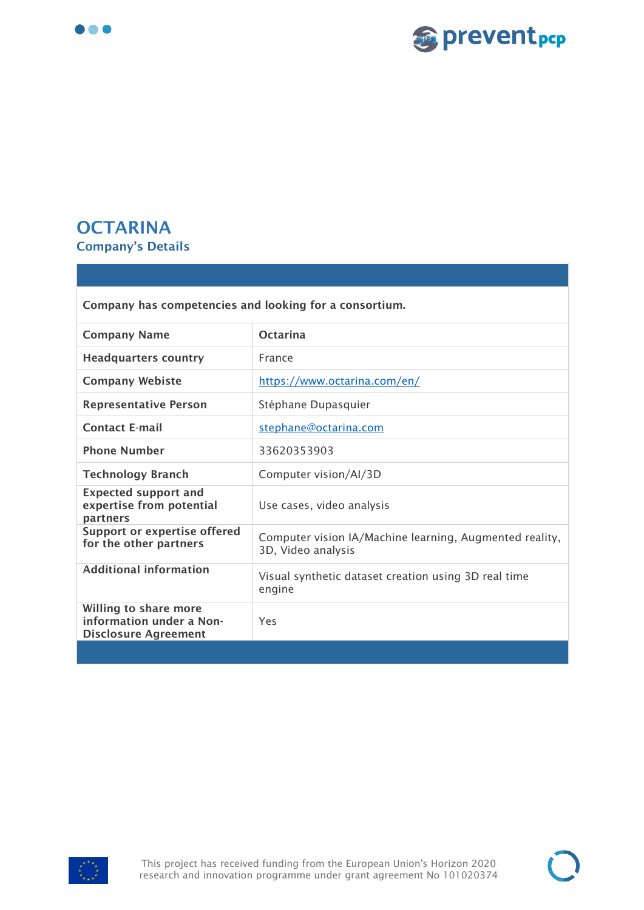# OCTARINA

## Company's Details

| | |
|---|---|
| **Company has competencies and looking for a consortium.** | |
| **Company Name** | Octarina |
| **Headquarters country** | France |
| **Company Webiste** | https://www.octarina.com/en/ |
| **Representative Person** | Stéphane Dupasquier |
| **Contact E-mail** | stephane@octarina.com |
| **Phone Number** | 33620353903 |
| **Technology Branch** | Computer vision/AI/3D |
| **Expected support and expertise from potential partners** | Use cases, video analysis |
| **Support or expertise offered for the other partners** | Computer vision IA/Machine learning, Augmented reality, 3D, Video analysis |
| **Additional information** | Visual synthetic dataset creation using 3D real time engine |
| **Willing to share more information under a Non-Disclosure Agreement** | Yes |

This project has received funding from the European Union's Horizon 2020 research and innovation programme under grant agreement No 101020374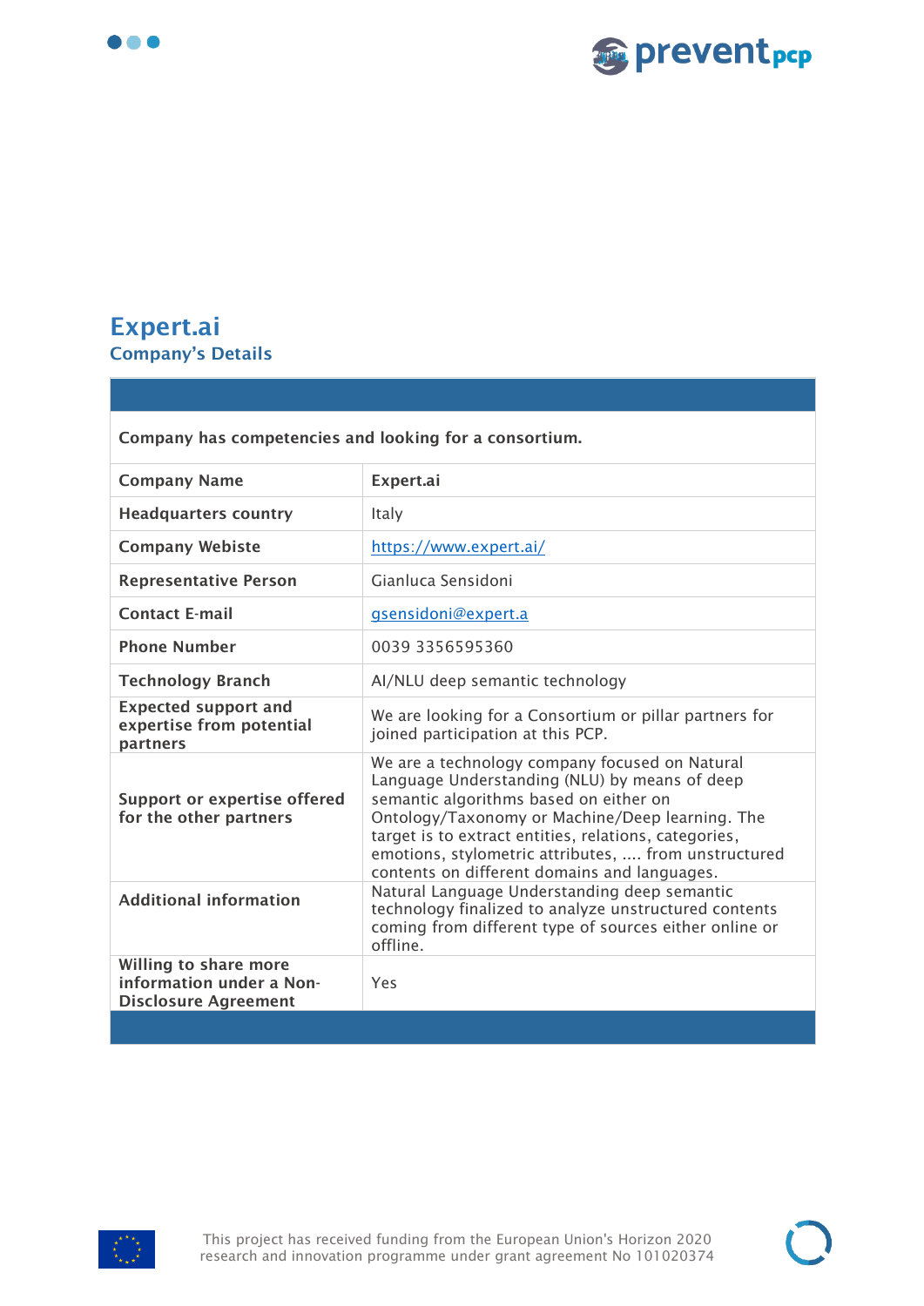# Expert.ai

## Company's Details

| Company has competencies and looking for a consortium. | |
|---|---|
| **Company Name** | Expert.ai |
| **Headquarters country** | Italy |
| **Company Webiste** | https://www.expert.ai/ |
| **Representative Person** | Gianluca Sensidoni |
| **Contact E-mail** | gsensidoni@expert.a |
| **Phone Number** | 0039 3356595360 |
| **Technology Branch** | AI/NLU deep semantic technology |
| **Expected support and expertise from potential partners** | We are looking for a Consortium or pillar partners for joined participation at this PCP. |
| **Support or expertise offered for the other partners** | We are a technology company focused on Natural Language Understanding (NLU) by means of deep semantic algorithms based on either on Ontology/Taxonomy or Machine/Deep learning. The target is to extract entities, relations, categories, emotions, stylometric attributes, .... from unstructured contents on different domains and languages. |
| **Additional information** | Natural Language Understanding deep semantic technology finalized to analyze unstructured contents coming from different type of sources either online or offline. |
| **Willing to share more information under a Non-Disclosure Agreement** | Yes |

This project has received funding from the European Union's Horizon 2020 research and innovation programme under grant agreement No 101020374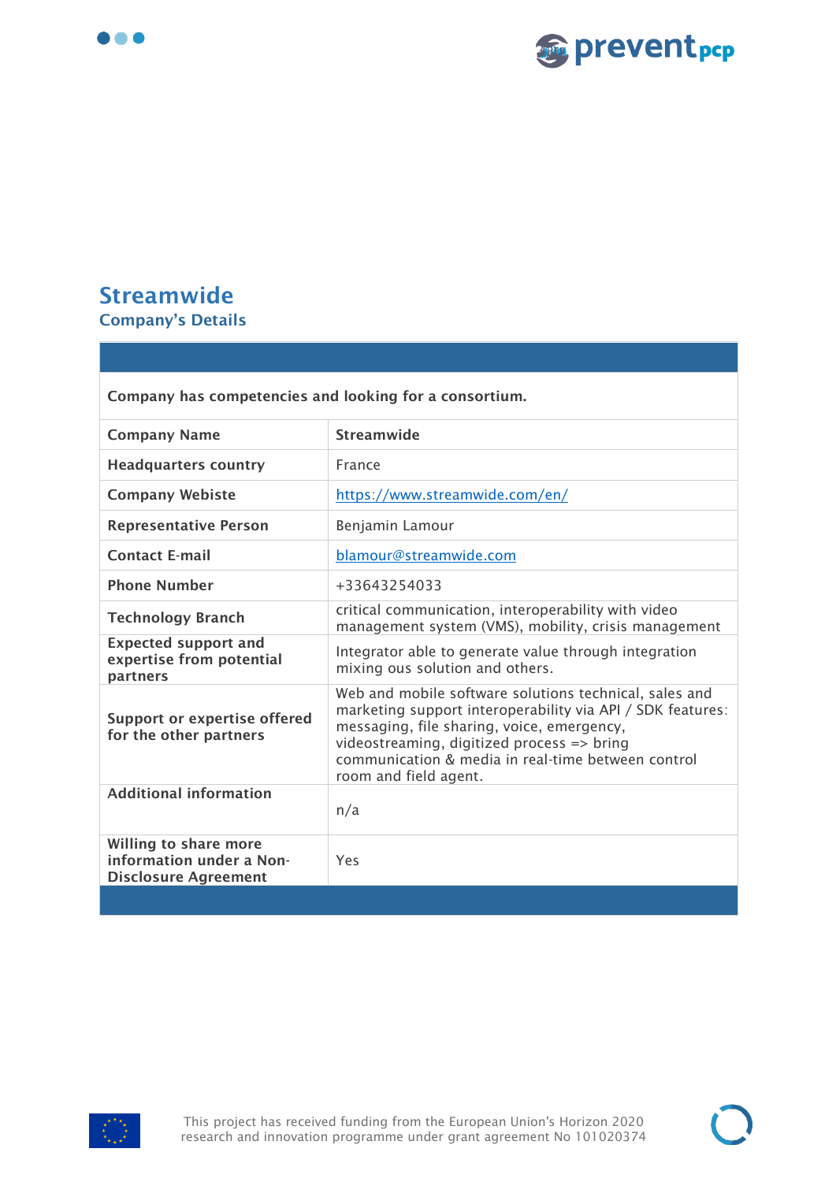# Streamwide

## Company's Details

| | |
|---|---|
| **Company has competencies and looking for a consortium.** | |
| **Company Name** | **Streamwide** |
| **Headquarters country** | France |
| **Company Webiste** | https://www.streamwide.com/en/ |
| **Representative Person** | Benjamin Lamour |
| **Contact E-mail** | blamour@streamwide.com |
| **Phone Number** | +33643254033 |
| **Technology Branch** | critical communication, interoperability with video management system (VMS), mobility, crisis management |
| **Expected support and expertise from potential partners** | Integrator able to generate value through integration mixing ous solution and others. |
| **Support or expertise offered for the other partners** | Web and mobile software solutions technical, sales and marketing support interoperability via API / SDK features: messaging, file sharing, voice, emergency, videostreaming, digitized process => bring communication & media in real-time between control room and field agent. |
| **Additional information** | n/a |
| **Willing to share more information under a Non-Disclosure Agreement** | Yes |

This project has received funding from the European Union's Horizon 2020 research and innovation programme under grant agreement No 101020374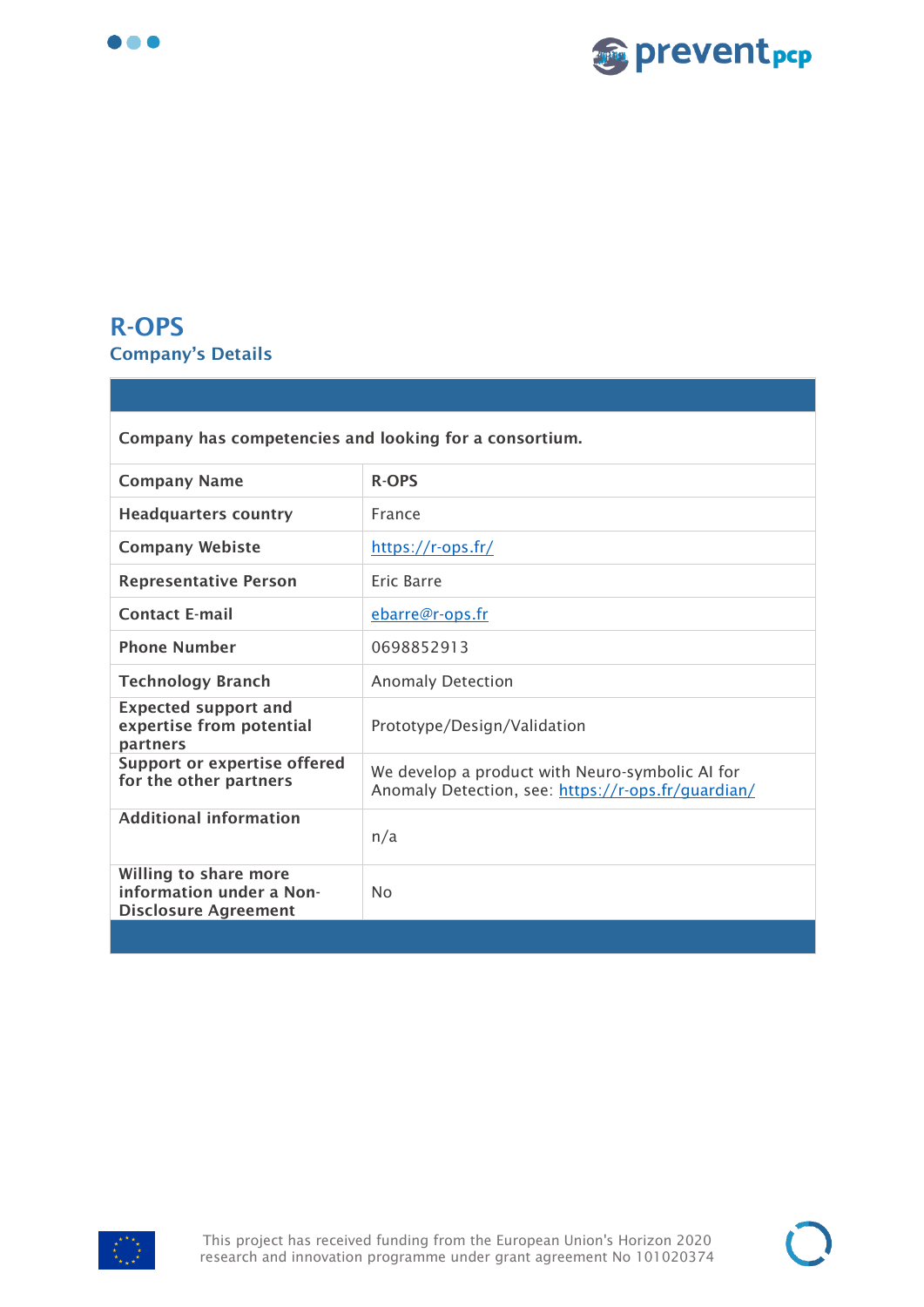# R-OPS

## Company's Details

| | |
|---|---|
| **Company has competencies and looking for a consortium.** | |
| **Company Name** | R-OPS |
| **Headquarters country** | France |
| **Company Webiste** | https://r-ops.fr/ |
| **Representative Person** | Eric Barre |
| **Contact E-mail** | ebarre@r-ops.fr |
| **Phone Number** | 0698852913 |
| **Technology Branch** | Anomaly Detection |
| **Expected support and expertise from potential partners** | Prototype/Design/Validation |
| **Support or expertise offered for the other partners** | We develop a product with Neuro-symbolic AI for Anomaly Detection, see: https://r-ops.fr/guardian/ |
| **Additional information** | n/a |
| **Willing to share more information under a Non-Disclosure Agreement** | No |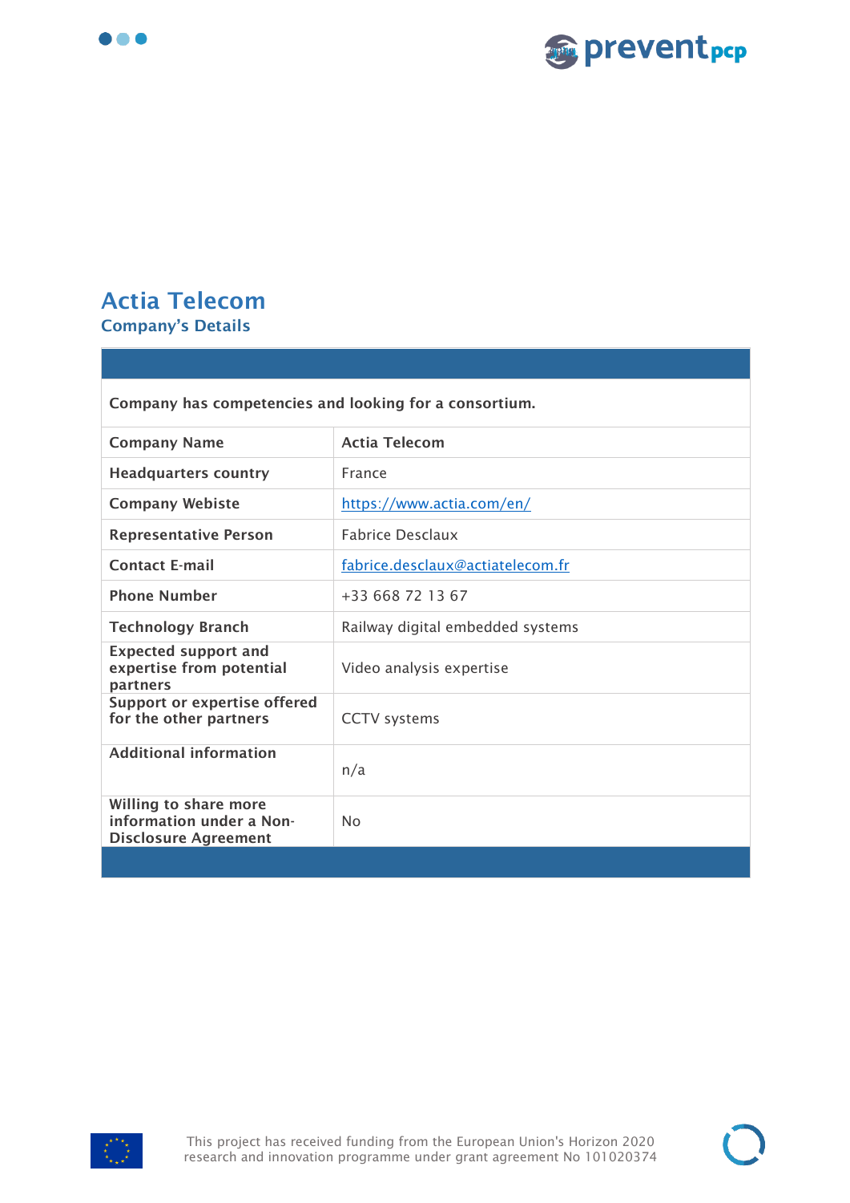# Actia Telecom

## Company's Details

| | |
|---|---|
| **Company has competencies and looking for a consortium.** | |
| **Company Name** | **Actia Telecom** |
| **Headquarters country** | France |
| **Company Webiste** | https://www.actia.com/en/ |
| **Representative Person** | Fabrice Desclaux |
| **Contact E-mail** | fabrice.desclaux@actiatelecom.fr |
| **Phone Number** | +33 668 72 13 67 |
| **Technology Branch** | Railway digital embedded systems |
| **Expected support and expertise from potential partners** | Video analysis expertise |
| **Support or expertise offered for the other partners** | CCTV systems |
| **Additional information** | n/a |
| **Willing to share more information under a Non-Disclosure Agreement** | No |

This project has received funding from the European Union's Horizon 2020 research and innovation programme under grant agreement No 101020374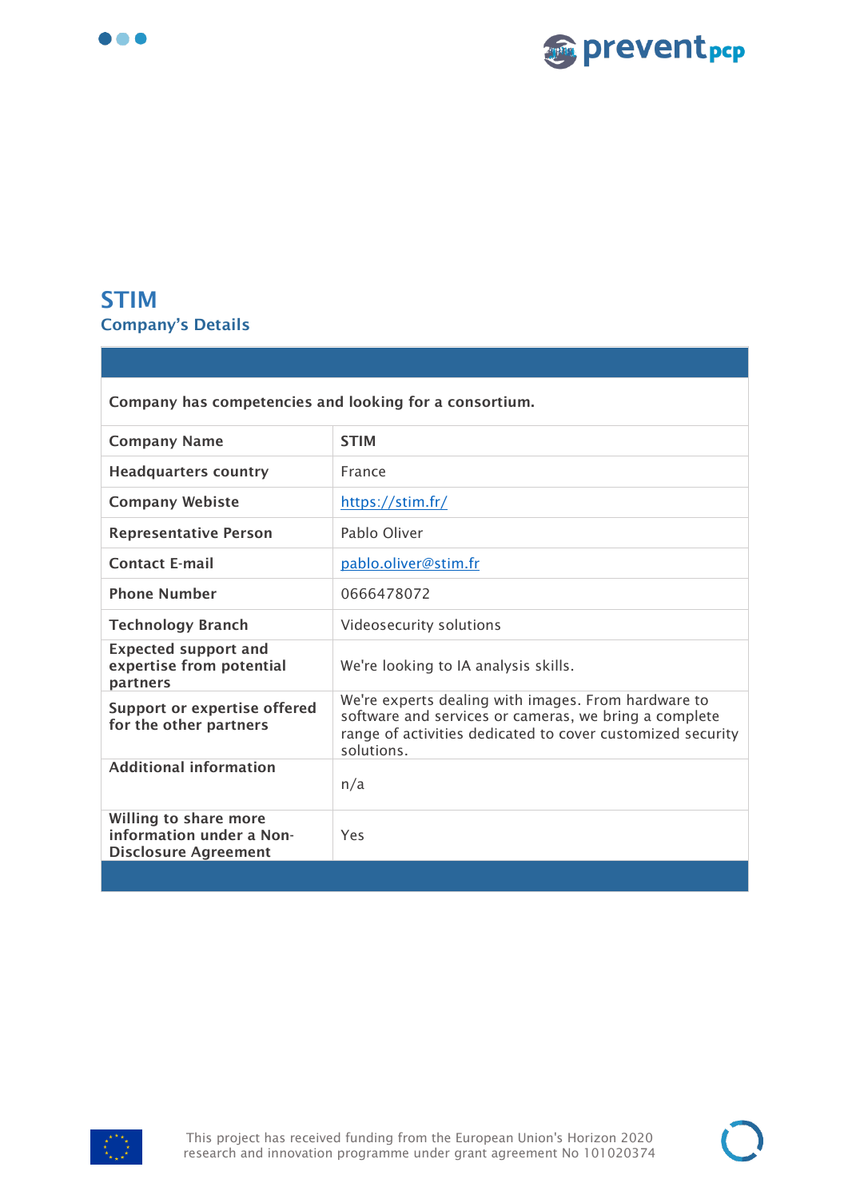# STIM

## Company's Details

| | |
|---|---|
| **Company has competencies and looking for a consortium.** | |
| **Company Name** | **STIM** |
| **Headquarters country** | France |
| **Company Webiste** | https://stim.fr/ |
| **Representative Person** | Pablo Oliver |
| **Contact E-mail** | pablo.oliver@stim.fr |
| **Phone Number** | 0666478072 |
| **Technology Branch** | Videosecurity solutions |
| **Expected support and expertise from potential partners** | We're looking to IA analysis skills. |
| **Support or expertise offered for the other partners** | We're experts dealing with images. From hardware to software and services or cameras, we bring a complete range of activities dedicated to cover customized security solutions. |
| **Additional information** | n/a |
| **Willing to share more information under a Non-Disclosure Agreement** | Yes |

This project has received funding from the European Union's Horizon 2020 research and innovation programme under grant agreement No 101020374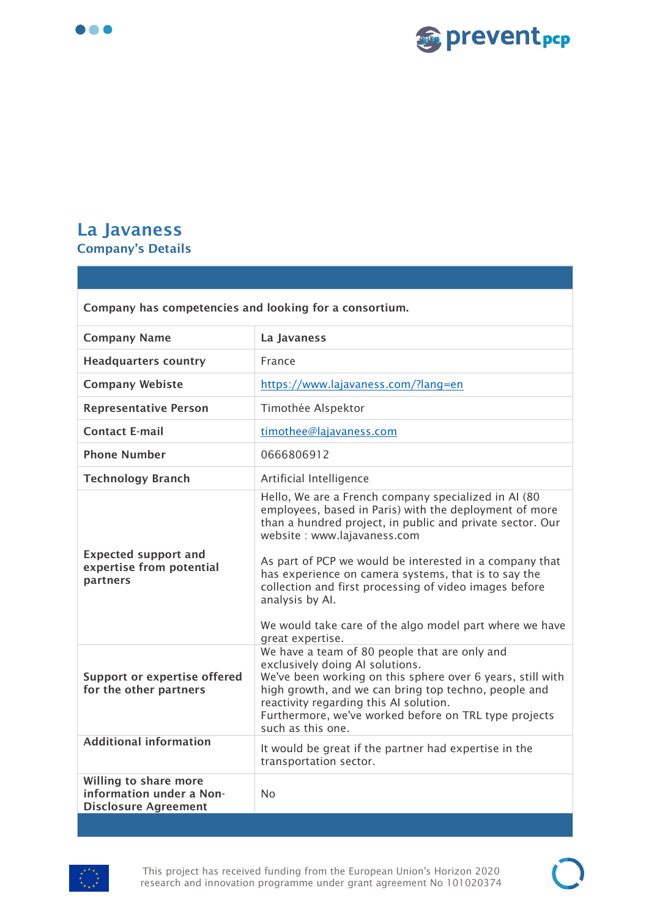# La Javaness

## Company's Details

| | |
|---|---|
| **Company has competencies and looking for a consortium.** | |
| **Company Name** | **La Javaness** |
| **Headquarters country** | France |
| **Company Webiste** | https://www.lajavaness.com/?lang=en |
| **Representative Person** | Timothée Alspektor |
| **Contact E-mail** | timothee@lajavaness.com |
| **Phone Number** | 0666806912 |
| **Technology Branch** | Artificial Intelligence |
| **Expected support and expertise from potential partners** | Hello, We are a French company specialized in AI (80 employees, based in Paris) with the deployment of more than a hundred project, in public and private sector. Our website : www.lajavaness.com<br><br>As part of PCP we would be interested in a company that has experience on camera systems, that is to say the collection and first processing of video images before analysis by AI.<br><br>We would take care of the algo model part where we have great expertise. |
| **Support or expertise offered for the other partners** | We have a team of 80 people that are only and exclusively doing AI solutions.<br>We've been working on this sphere over 6 years, still with high growth, and we can bring top techno, people and reactivity regarding this AI solution.<br>Furthermore, we've worked before on TRL type projects such as this one. |
| **Additional information** | It would be great if the partner had expertise in the transportation sector. |
| **Willing to share more information under a Non-Disclosure Agreement** | No |

This project has received funding from the European Union's Horizon 2020 research and innovation programme under grant agreement No 101020374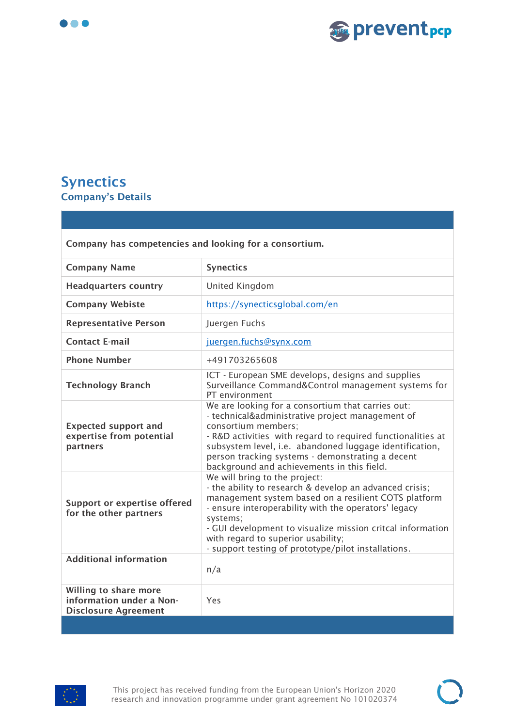# Synectics

## Company's Details

| | |
|---|---|
| **Company has competencies and looking for a consortium.** | |
| **Company Name** | **Synectics** |
| **Headquarters country** | United Kingdom |
| **Company Webiste** | https://synecticsglobal.com/en |
| **Representative Person** | Juergen Fuchs |
| **Contact E-mail** | juergen.fuchs@synx.com |
| **Phone Number** | +491703265608 |
| **Technology Branch** | ICT - European SME develops, designs and supplies Surveillance Command&Control management systems for PT environment |
| **Expected support and expertise from potential partners** | We are looking for a consortium that carries out:<br>- technical&administrative project management of consortium members;<br>- R&D activities with regard to required functionalities at subsystem level, i.e. abandoned luggage identification, person tracking systems - demonstrating a decent background and achievements in this field. |
| **Support or expertise offered for the other partners** | We will bring to the project:<br>- the ability to research & develop an advanced crisis; management system based on a resilient COTS platform<br>- ensure interoperability with the operators' legacy systems;<br>- GUI development to visualize mission critcal information with regard to superior usability;<br>- support testing of prototype/pilot installations. |
| **Additional information** | n/a |
| **Willing to share more information under a Non-Disclosure Agreement** | Yes |

This project has received funding from the European Union's Horizon 2020 research and innovation programme under grant agreement No 101020374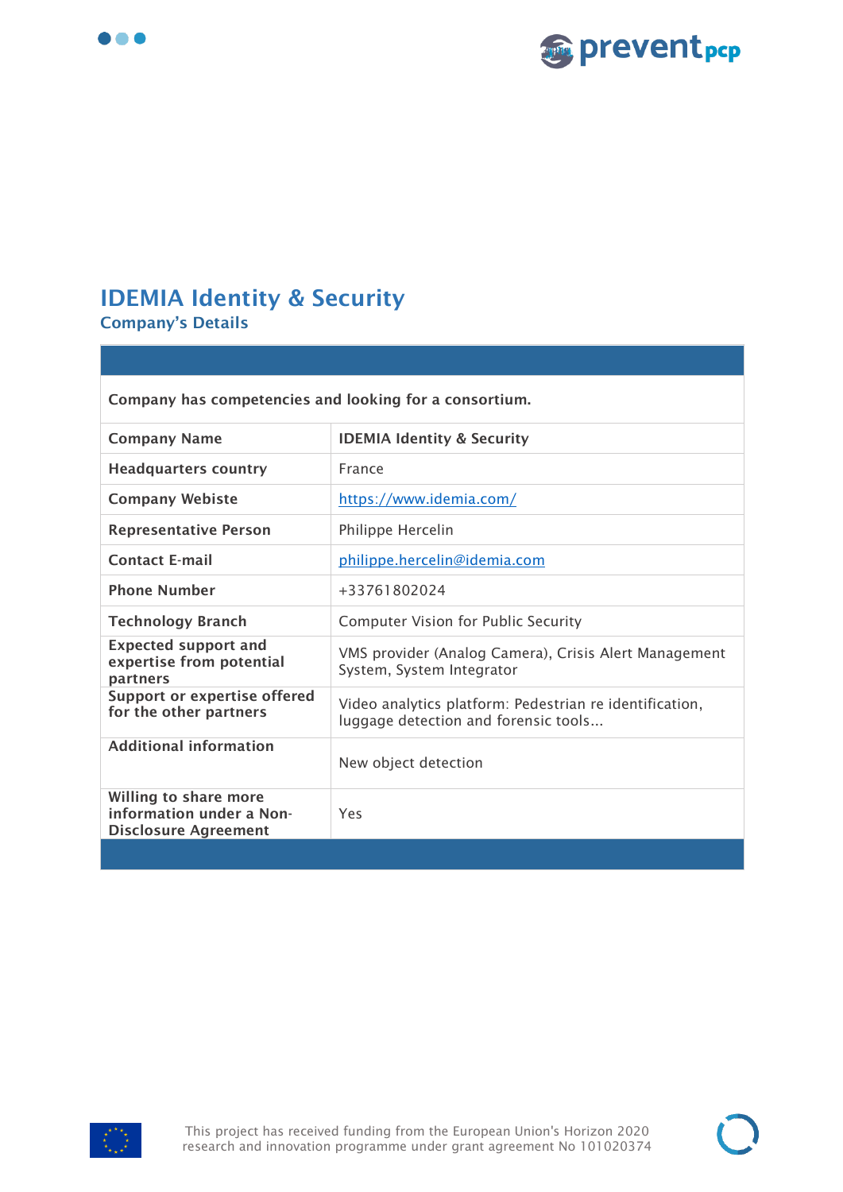# IDEMIA Identity & Security

## Company's Details

| | |
|---|---|
| **Company has competencies and looking for a consortium.** | |
| **Company Name** | **IDEMIA Identity & Security** |
| **Headquarters country** | France |
| **Company Webiste** | https://www.idemia.com/ |
| **Representative Person** | Philippe Hercelin |
| **Contact E-mail** | philippe.hercelin@idemia.com |
| **Phone Number** | +33761802024 |
| **Technology Branch** | Computer Vision for Public Security |
| **Expected support and expertise from potential partners** | VMS provider (Analog Camera), Crisis Alert Management System, System Integrator |
| **Support or expertise offered for the other partners** | Video analytics platform: Pedestrian re identification, luggage detection and forensic tools… |
| **Additional information** | New object detection |
| **Willing to share more information under a Non-Disclosure Agreement** | Yes |

This project has received funding from the European Union's Horizon 2020 research and innovation programme under grant agreement No 101020374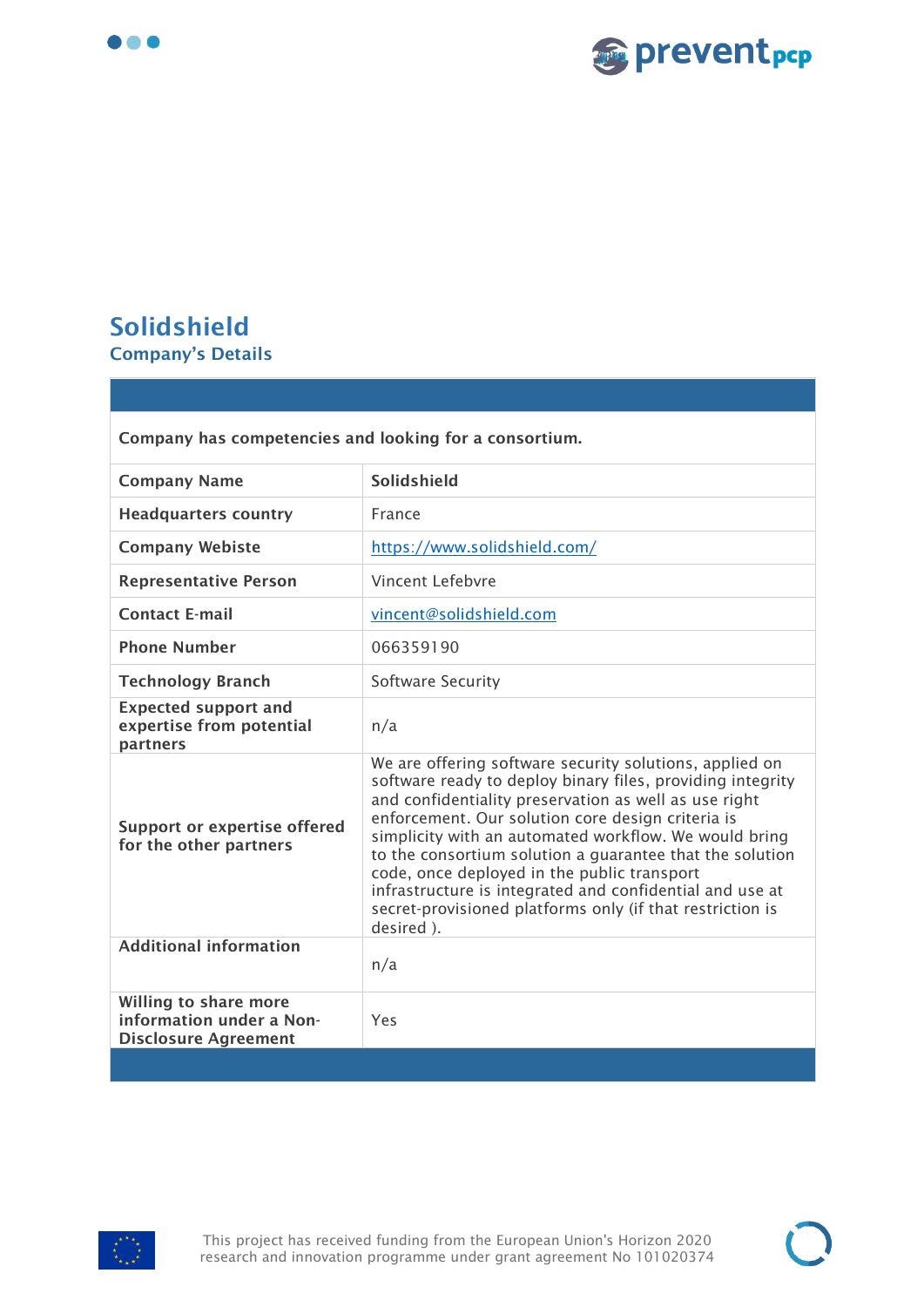# Solidshield

## Company's Details

| | |
|---|---|
| **Company has competencies and looking for a consortium.** | |
| **Company Name** | **Solidshield** |
| **Headquarters country** | France |
| **Company Webiste** | https://www.solidshield.com/ |
| **Representative Person** | Vincent Lefebvre |
| **Contact E-mail** | vincent@solidshield.com |
| **Phone Number** | 066359190 |
| **Technology Branch** | Software Security |
| **Expected support and expertise from potential partners** | n/a |
| **Support or expertise offered for the other partners** | We are offering software security solutions, applied on software ready to deploy binary files, providing integrity and confidentiality preservation as well as use right enforcement. Our solution core design criteria is simplicity with an automated workflow. We would bring to the consortium solution a guarantee that the solution code, once deployed in the public transport infrastructure is integrated and confidential and use at secret-provisioned platforms only (if that restriction is desired ). |
| **Additional information** | n/a |
| **Willing to share more information under a Non-Disclosure Agreement** | Yes |

This project has received funding from the European Union's Horizon 2020 research and innovation programme under grant agreement No 101020374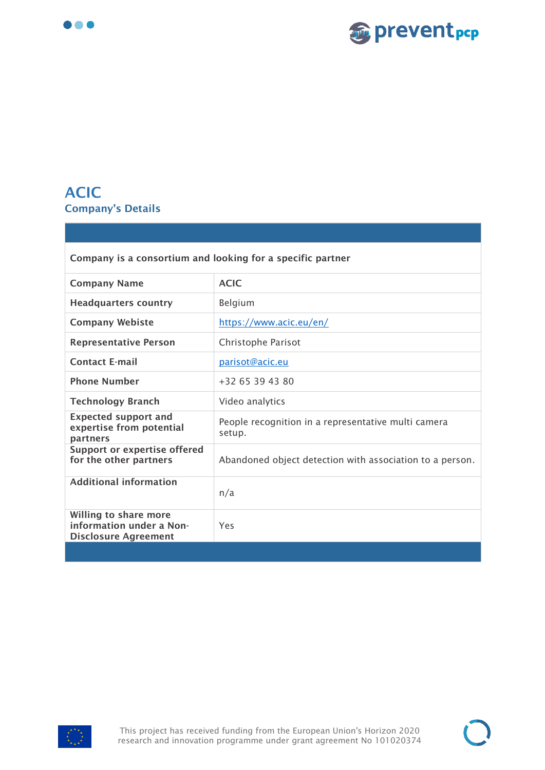# ACIC

## Company's Details

| Company is a consortium and looking for a specific partner | |
|---|---|
| **Company Name** | **ACIC** |
| **Headquarters country** | Belgium |
| **Company Webiste** | https://www.acic.eu/en/ |
| **Representative Person** | Christophe Parisot |
| **Contact E-mail** | parisot@acic.eu |
| **Phone Number** | +32 65 39 43 80 |
| **Technology Branch** | Video analytics |
| **Expected support and expertise from potential partners** | People recognition in a representative multi camera setup. |
| **Support or expertise offered for the other partners** | Abandoned object detection with association to a person. |
| **Additional information** | n/a |
| **Willing to share more information under a Non-Disclosure Agreement** | Yes |

This project has received funding from the European Union's Horizon 2020 research and innovation programme under grant agreement No 101020374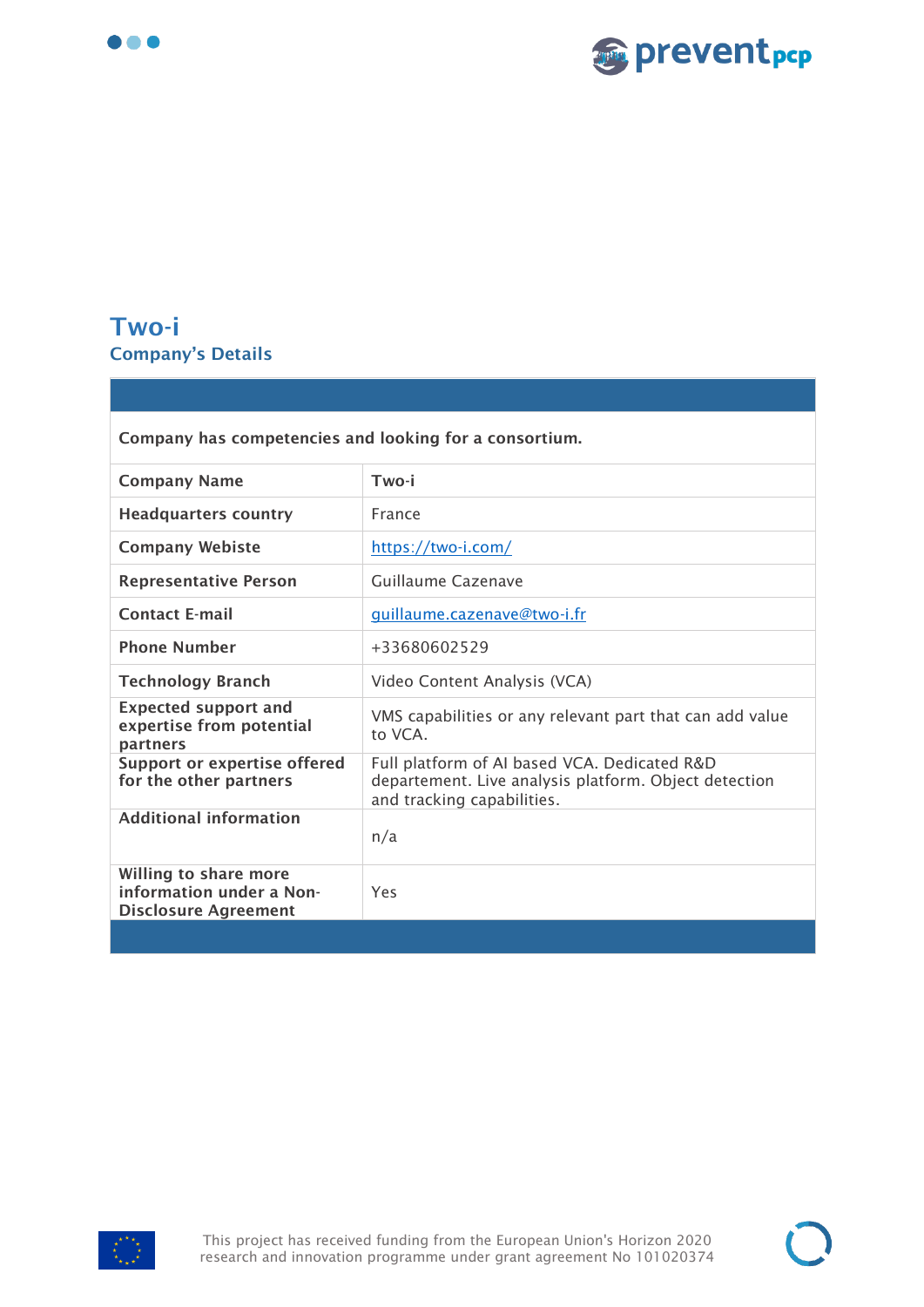# Two-i

## Company's Details

| | |
|---|---|
| **Company has competencies and looking for a consortium.** | |
| **Company Name** | Two-i |
| **Headquarters country** | France |
| **Company Webiste** | https://two-i.com/ |
| **Representative Person** | Guillaume Cazenave |
| **Contact E-mail** | guillaume.cazenave@two-i.fr |
| **Phone Number** | +33680602529 |
| **Technology Branch** | Video Content Analysis (VCA) |
| **Expected support and expertise from potential partners** | VMS capabilities or any relevant part that can add value to VCA. |
| **Support or expertise offered for the other partners** | Full platform of AI based VCA. Dedicated R&D departement. Live analysis platform. Object detection and tracking capabilities. |
| **Additional information** | n/a |
| **Willing to share more information under a Non-Disclosure Agreement** | Yes |

This project has received funding from the European Union's Horizon 2020 research and innovation programme under grant agreement No 101020374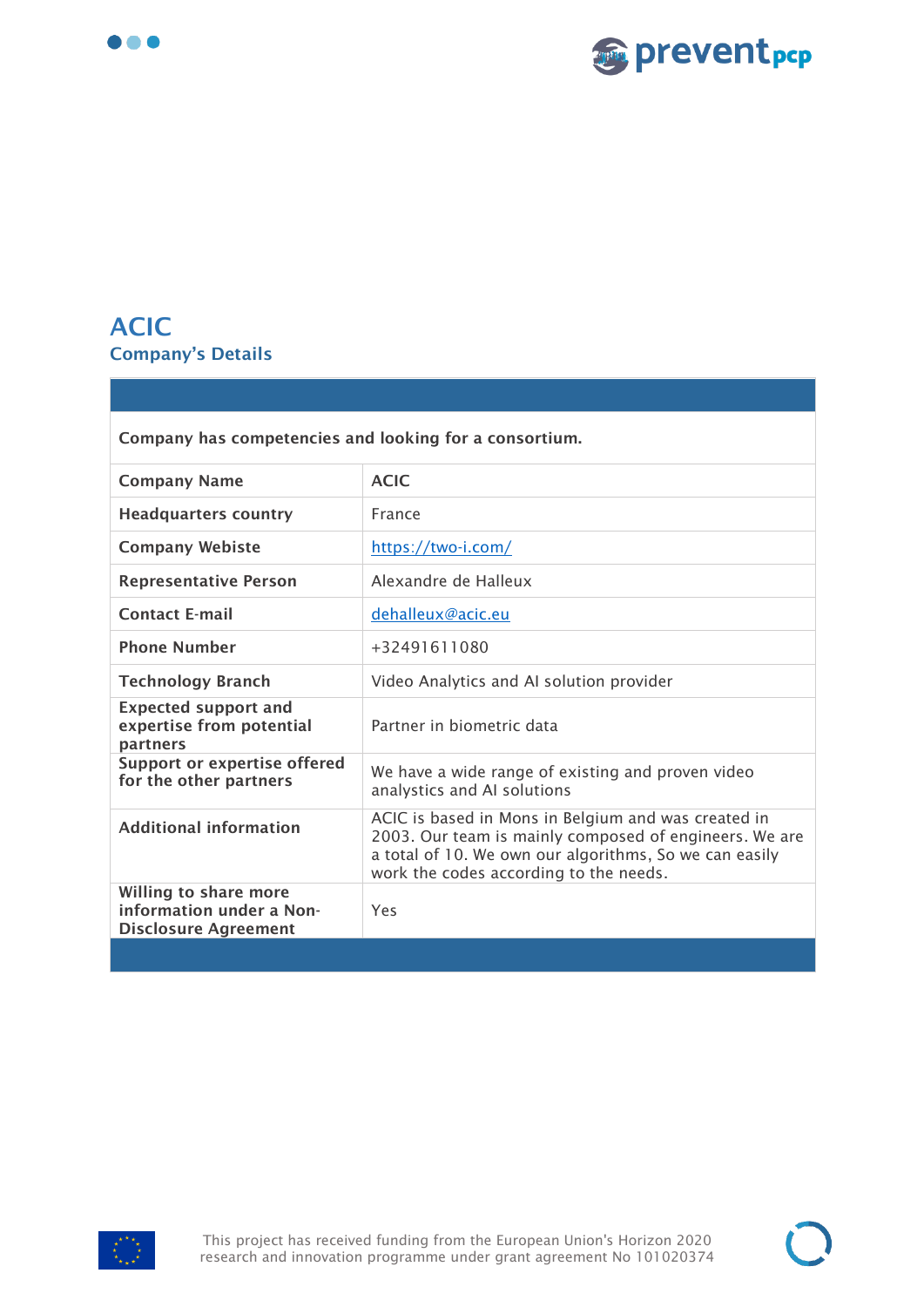# ACIC

## Company's Details

| | |
|---|---|
| **Company has competencies and looking for a consortium.** | |
| **Company Name** | **ACIC** |
| **Headquarters country** | France |
| **Company Webiste** | https://two-i.com/ |
| **Representative Person** | Alexandre de Halleux |
| **Contact E-mail** | dehalleux@acic.eu |
| **Phone Number** | +32491611080 |
| **Technology Branch** | Video Analytics and AI solution provider |
| **Expected support and expertise from potential partners** | Partner in biometric data |
| **Support or expertise offered for the other partners** | We have a wide range of existing and proven video analystics and AI solutions |
| **Additional information** | ACIC is based in Mons in Belgium and was created in 2003. Our team is mainly composed of engineers. We are a total of 10. We own our algorithms, So we can easily work the codes according to the needs. |
| **Willing to share more information under a Non-Disclosure Agreement** | Yes |

This project has received funding from the European Union's Horizon 2020 research and innovation programme under grant agreement No 101020374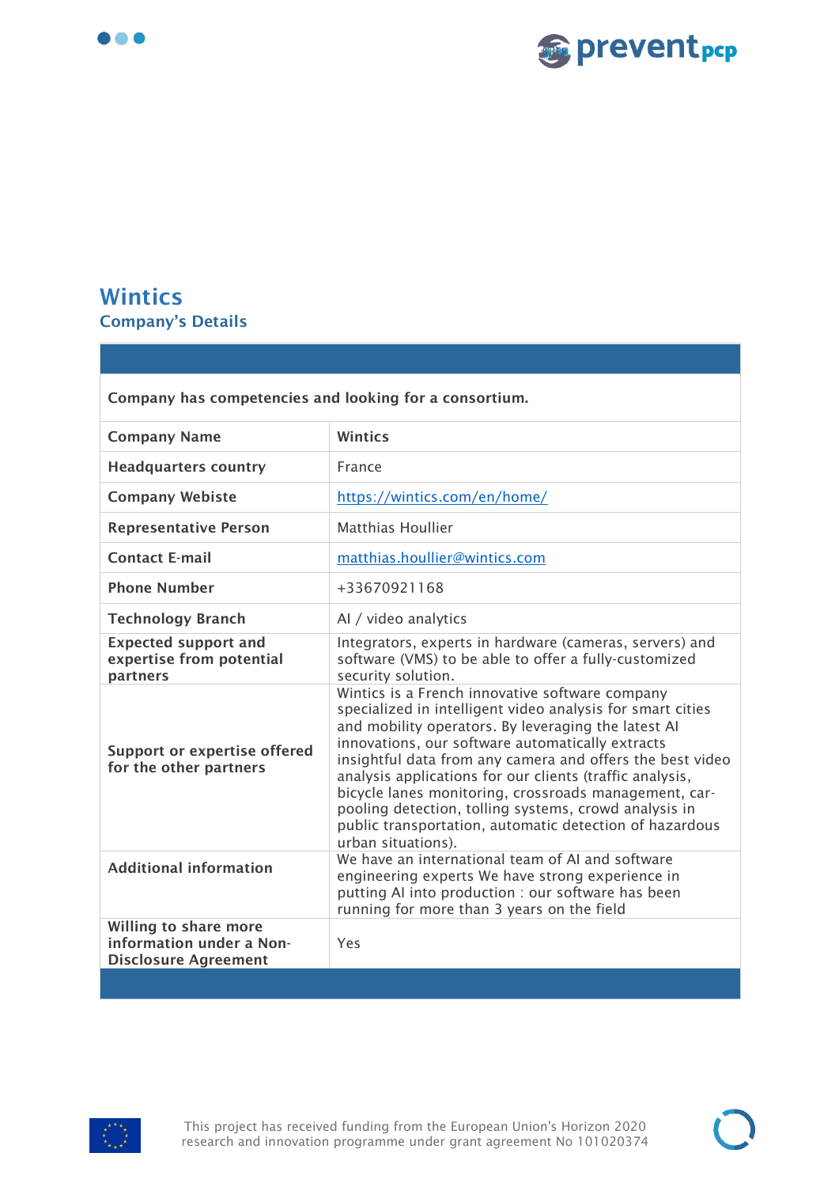# Wintics

## Company's Details

| | |
|---|---|
| **Company has competencies and looking for a consortium.** | |
| **Company Name** | **Wintics** |
| **Headquarters country** | France |
| **Company Webiste** | https://wintics.com/en/home/ |
| **Representative Person** | Matthias Houllier |
| **Contact E-mail** | matthias.houllier@wintics.com |
| **Phone Number** | +33670921168 |
| **Technology Branch** | AI / video analytics |
| **Expected support and expertise from potential partners** | Integrators, experts in hardware (cameras, servers) and software (VMS) to be able to offer a fully-customized security solution. |
| **Support or expertise offered for the other partners** | Wintics is a French innovative software company specialized in intelligent video analysis for smart cities and mobility operators. By leveraging the latest AI innovations, our software automatically extracts insightful data from any camera and offers the best video analysis applications for our clients (traffic analysis, bicycle lanes monitoring, crossroads management, car-pooling detection, tolling systems, crowd analysis in public transportation, automatic detection of hazardous urban situations). |
| **Additional information** | We have an international team of AI and software engineering experts We have strong experience in putting AI into production : our software has been running for more than 3 years on the field |
| **Willing to share more information under a Non-Disclosure Agreement** | Yes |

This project has received funding from the European Union's Horizon 2020 research and innovation programme under grant agreement No 101020374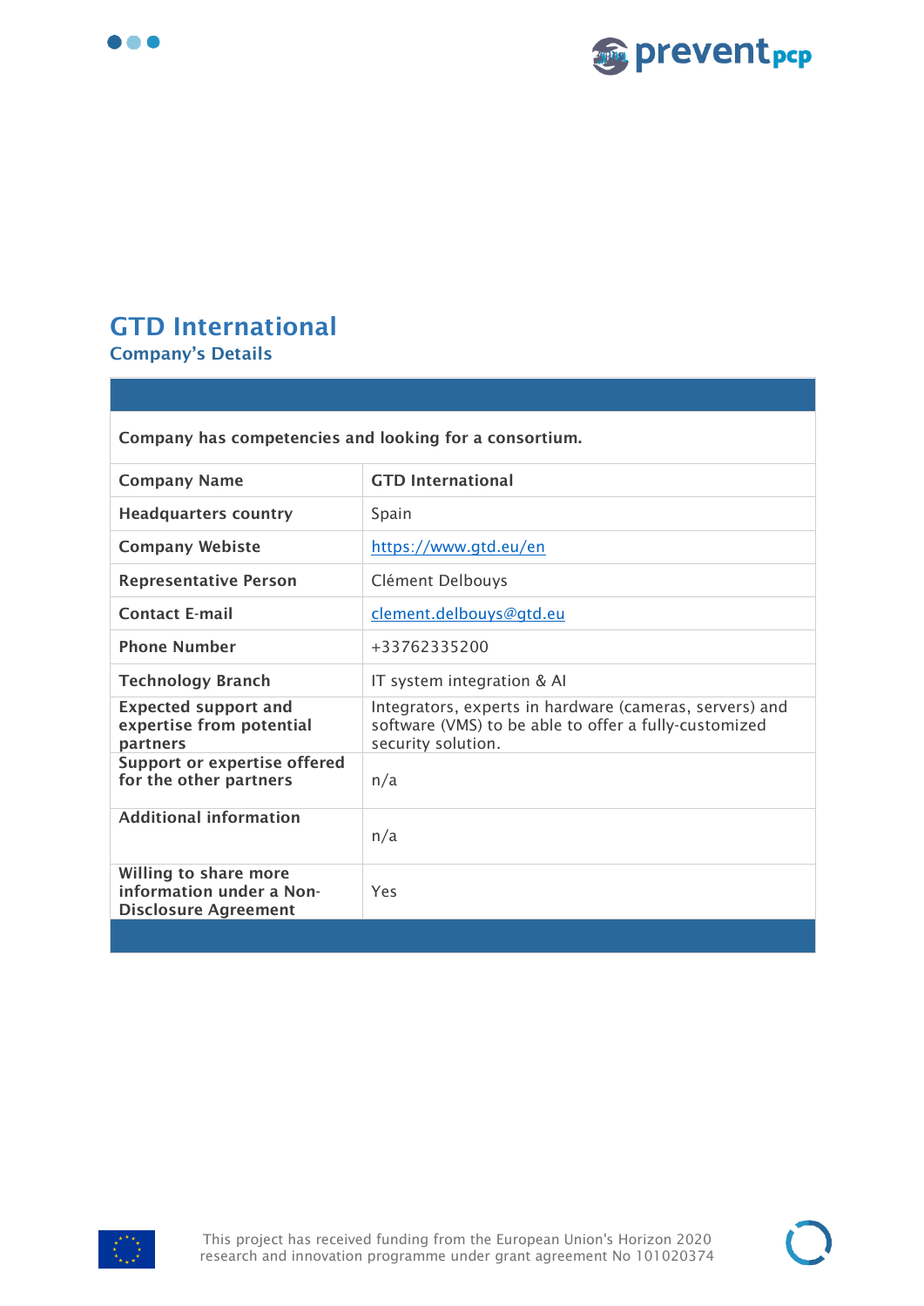# GTD International

## Company's Details

| | |
|---|---|
| **Company has competencies and looking for a consortium.** | |
| **Company Name** | **GTD International** |
| **Headquarters country** | Spain |
| **Company Webiste** | https://www.gtd.eu/en |
| **Representative Person** | Clément Delbouys |
| **Contact E-mail** | clement.delbouys@gtd.eu |
| **Phone Number** | +33762335200 |
| **Technology Branch** | IT system integration & AI |
| **Expected support and expertise from potential partners** | Integrators, experts in hardware (cameras, servers) and software (VMS) to be able to offer a fully-customized security solution. |
| **Support or expertise offered for the other partners** | n/a |
| **Additional information** | n/a |
| **Willing to share more information under a Non-Disclosure Agreement** | Yes |

This project has received funding from the European Union's Horizon 2020 research and innovation programme under grant agreement No 101020374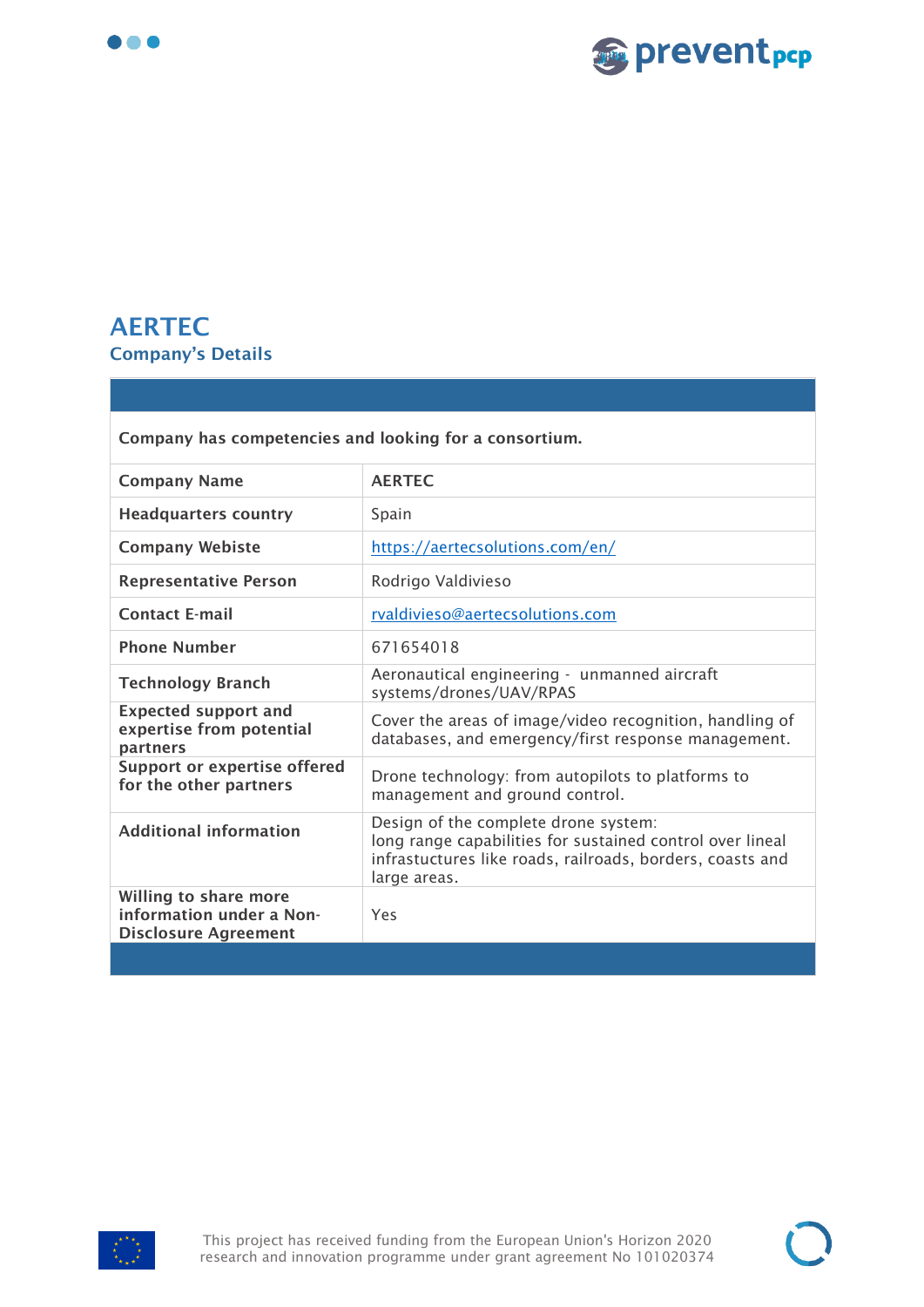# AERTEC

## Company's Details

| | |
|---|---|
| **Company has competencies and looking for a consortium.** | |
| **Company Name** | **AERTEC** |
| **Headquarters country** | Spain |
| **Company Webiste** | https://aertecsolutions.com/en/ |
| **Representative Person** | Rodrigo Valdivieso |
| **Contact E-mail** | rvaldivieso@aertecsolutions.com |
| **Phone Number** | 671654018 |
| **Technology Branch** | Aeronautical engineering - unmanned aircraft systems/drones/UAV/RPAS |
| **Expected support and expertise from potential partners** | Cover the areas of image/video recognition, handling of databases, and emergency/first response management. |
| **Support or expertise offered for the other partners** | Drone technology: from autopilots to platforms to management and ground control. |
| **Additional information** | Design of the complete drone system: long range capabilities for sustained control over lineal infrastuctures like roads, railroads, borders, coasts and large areas. |
| **Willing to share more information under a Non-Disclosure Agreement** | Yes |

This project has received funding from the European Union's Horizon 2020 research and innovation programme under grant agreement No 101020374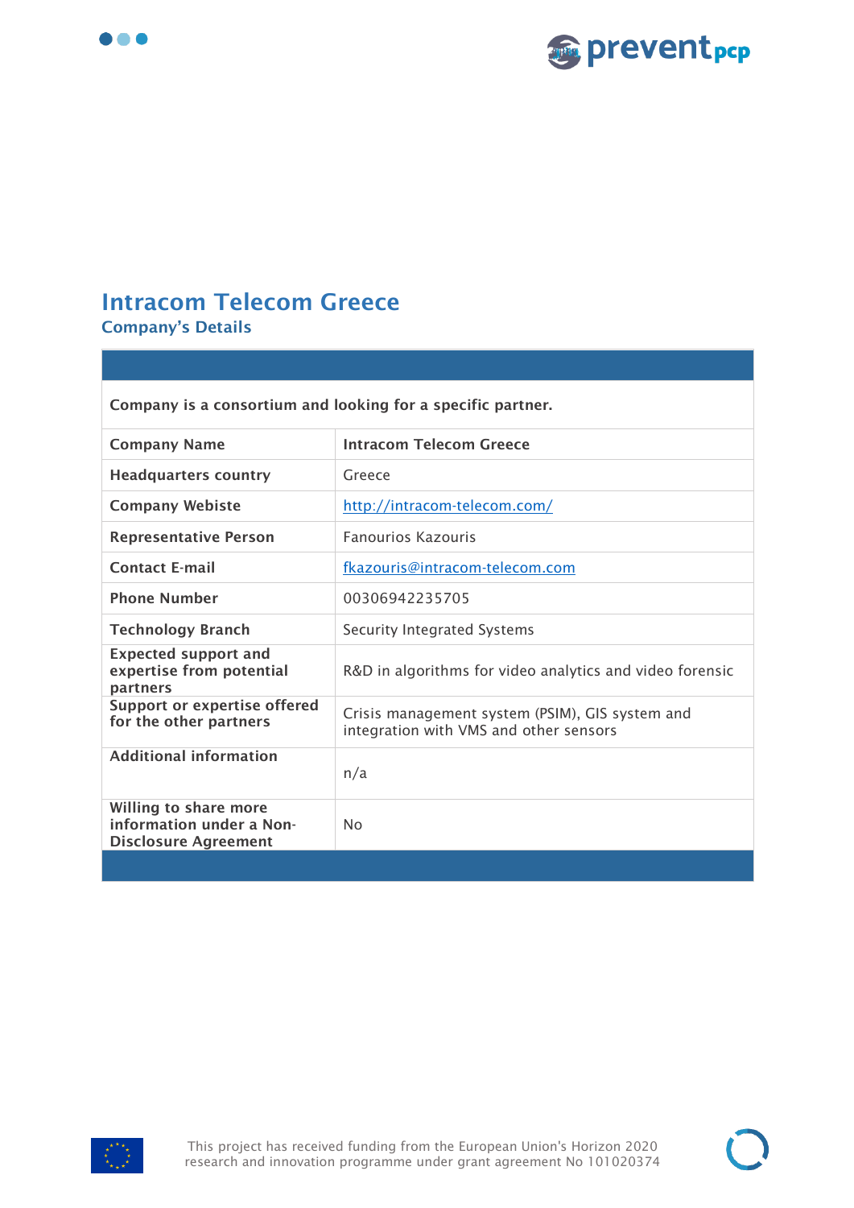# Intracom Telecom Greece

## Company's Details

| | |
|---|---|
| **Company is a consortium and looking for a specific partner.** | |
| **Company Name** | **Intracom Telecom Greece** |
| **Headquarters country** | Greece |
| **Company Webiste** | http://intracom-telecom.com/ |
| **Representative Person** | Fanourios Kazouris |
| **Contact E-mail** | fkazouris@intracom-telecom.com |
| **Phone Number** | 00306942235705 |
| **Technology Branch** | Security Integrated Systems |
| **Expected support and expertise from potential partners** | R&D in algorithms for video analytics and video forensic |
| **Support or expertise offered for the other partners** | Crisis management system (PSIM), GIS system and integration with VMS and other sensors |
| **Additional information** | n/a |
| **Willing to share more information under a Non-Disclosure Agreement** | No |

This project has received funding from the European Union's Horizon 2020 research and innovation programme under grant agreement No 101020374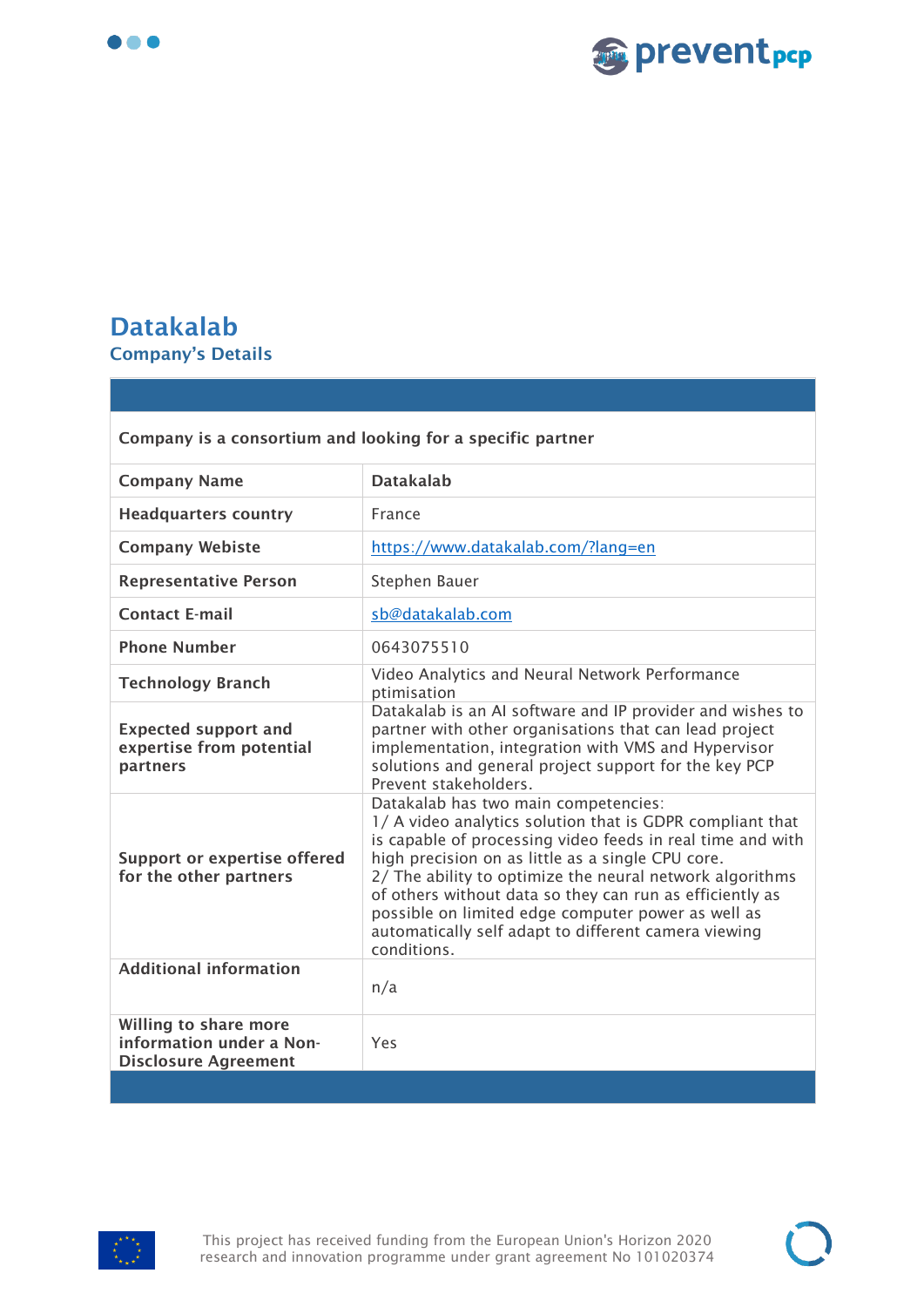## Datakalab

### Company's Details

| Company is a consortium and looking for a specific partner | |
|---|---|
| **Company Name** | **Datakalab** |
| **Headquarters country** | France |
| **Company Webiste** | https://www.datakalab.com/?lang=en |
| **Representative Person** | Stephen Bauer |
| **Contact E-mail** | sb@datakalab.com |
| **Phone Number** | 0643075510 |
| **Technology Branch** | Video Analytics and Neural Network Performance ptimisation |
| **Expected support and expertise from potential partners** | Datakalab is an AI software and IP provider and wishes to partner with other organisations that can lead project implementation, integration with VMS and Hypervisor solutions and general project support for the key PCP Prevent stakeholders. |
| **Support or expertise offered for the other partners** | Datakalab has two main competencies:<br>1/ A video analytics solution that is GDPR compliant that is capable of processing video feeds in real time and with high precision on as little as a single CPU core.<br>2/ The ability to optimize the neural network algorithms of others without data so they can run as efficiently as possible on limited edge computer power as well as automatically self adapt to different camera viewing conditions. |
| **Additional information** | n/a |
| **Willing to share more information under a Non-Disclosure Agreement** | Yes |

This project has received funding from the European Union's Horizon 2020 research and innovation programme under grant agreement No 101020374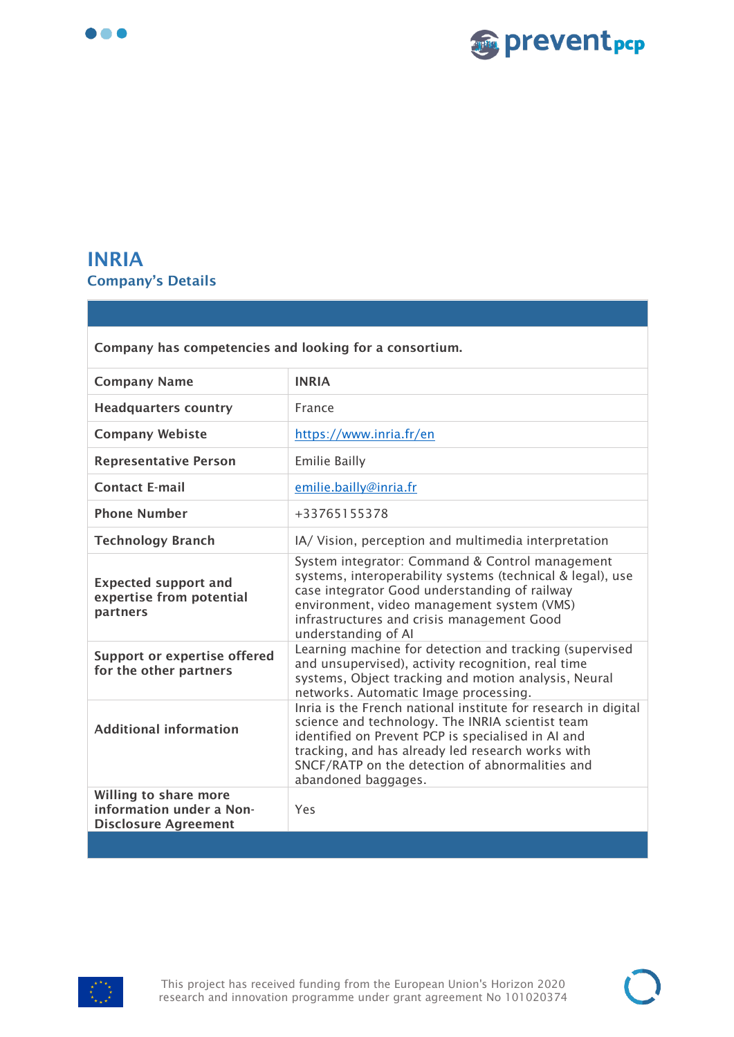# INRIA

## Company's Details

| | |
|---|---|
| **Company has competencies and looking for a consortium.** | |
| **Company Name** | **INRIA** |
| **Headquarters country** | France |
| **Company Webiste** | https://www.inria.fr/en |
| **Representative Person** | Emilie Bailly |
| **Contact E-mail** | emilie.bailly@inria.fr |
| **Phone Number** | +33765155378 |
| **Technology Branch** | IA/ Vision, perception and multimedia interpretation |
| **Expected support and expertise from potential partners** | System integrator: Command & Control management systems, interoperability systems (technical & legal), use case integrator Good understanding of railway environment, video management system (VMS) infrastructures and crisis management Good understanding of AI |
| **Support or expertise offered for the other partners** | Learning machine for detection and tracking (supervised and unsupervised), activity recognition, real time systems, Object tracking and motion analysis, Neural networks. Automatic Image processing. |
| **Additional information** | Inria is the French national institute for research in digital science and technology. The INRIA scientist team identified on Prevent PCP is specialised in AI and tracking, and has already led research works with SNCF/RATP on the detection of abnormalities and abandoned baggages. |
| **Willing to share more information under a Non-Disclosure Agreement** | Yes |

This project has received funding from the European Union's Horizon 2020 research and innovation programme under grant agreement No 101020374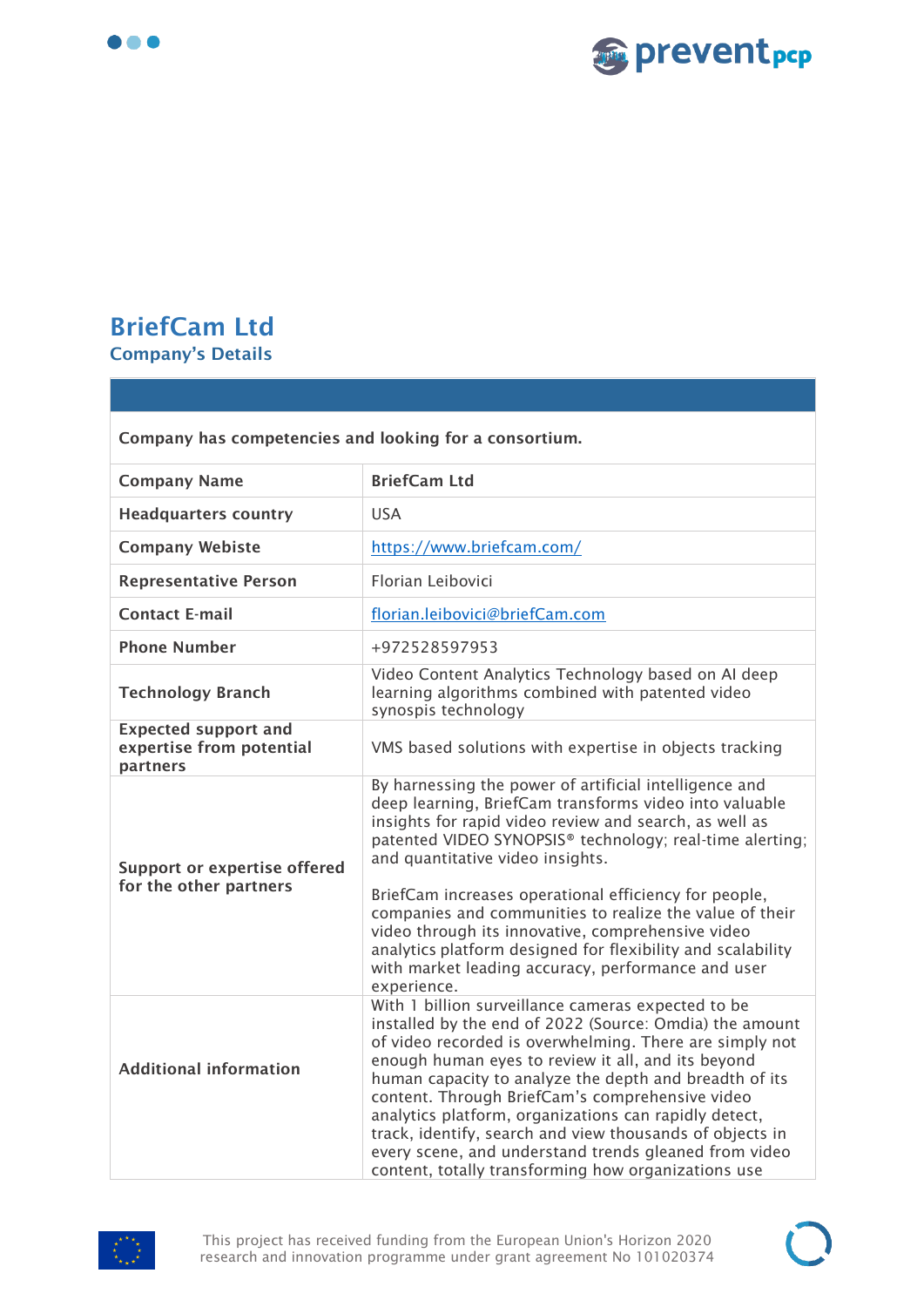# BriefCam Ltd

## Company's Details

| | |
|---|---|
| **Company has competencies and looking for a consortium.** | |
| **Company Name** | **BriefCam Ltd** |
| **Headquarters country** | USA |
| **Company Webiste** | https://www.briefcam.com/ |
| **Representative Person** | Florian Leibovici |
| **Contact E-mail** | florian.leibovici@briefCam.com |
| **Phone Number** | +972528597953 |
| **Technology Branch** | Video Content Analytics Technology based on AI deep learning algorithms combined with patented video synospis technology |
| **Expected support and expertise from potential partners** | VMS based solutions with expertise in objects tracking |
| **Support or expertise offered for the other partners** | By harnessing the power of artificial intelligence and deep learning, BriefCam transforms video into valuable insights for rapid video review and search, as well as patented VIDEO SYNOPSIS® technology; real-time alerting; and quantitative video insights.<br><br>BriefCam increases operational efficiency for people, companies and communities to realize the value of their video through its innovative, comprehensive video analytics platform designed for flexibility and scalability with market leading accuracy, performance and user experience. |
| **Additional information** | With 1 billion surveillance cameras expected to be installed by the end of 2022 (Source: Omdia) the amount of video recorded is overwhelming. There are simply not enough human eyes to review it all, and its beyond human capacity to analyze the depth and breadth of its content. Through BriefCam's comprehensive video analytics platform, organizations can rapidly detect, track, identify, search and view thousands of objects in every scene, and understand trends gleaned from video content, totally transforming how organizations use |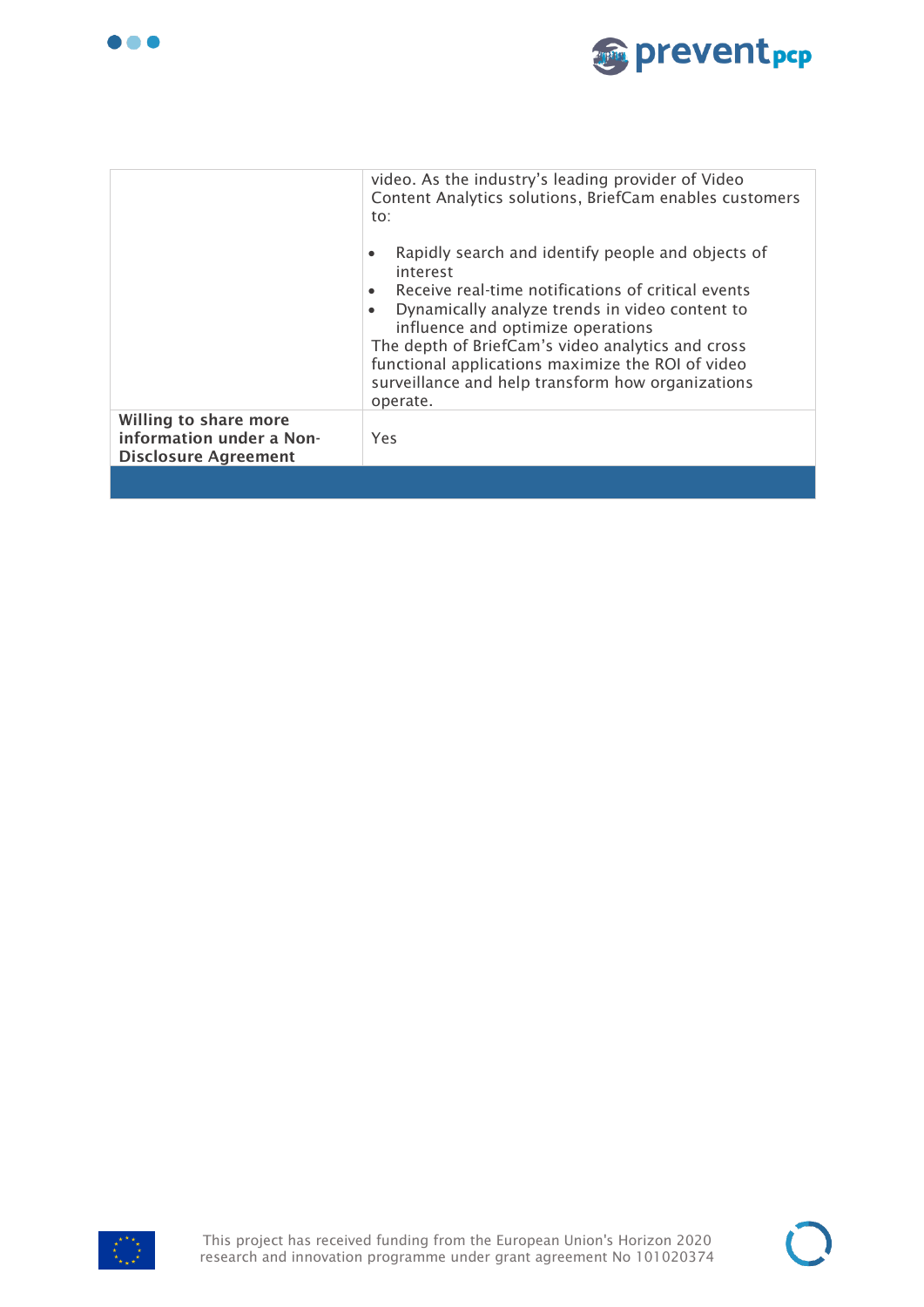| | |
|---|---|
| | video. As the industry's leading provider of Video Content Analytics solutions, BriefCam enables customers to:<br><br>• Rapidly search and identify people and objects of interest<br>• Receive real-time notifications of critical events<br>• Dynamically analyze trends in video content to influence and optimize operations<br><br>The depth of BriefCam's video analytics and cross functional applications maximize the ROI of video surveillance and help transform how organizations operate. |
| **Willing to share more information under a Non-Disclosure Agreement** | Yes |
| | |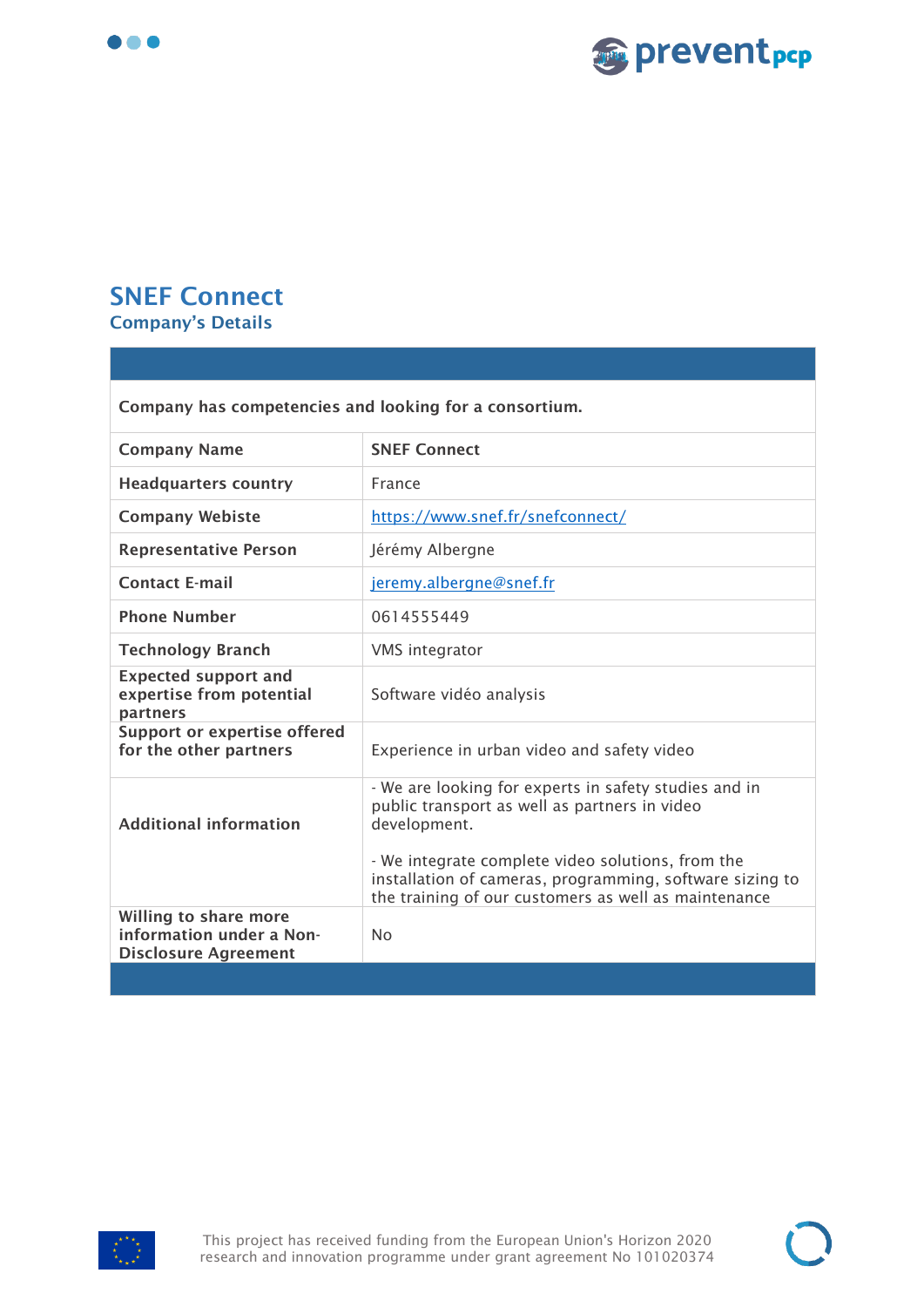## SNEF Connect

### Company's Details

| | |
|---|---|
| **Company has competencies and looking for a consortium.** | |
| **Company Name** | **SNEF Connect** |
| **Headquarters country** | France |
| **Company Webiste** | https://www.snef.fr/snefconnect/ |
| **Representative Person** | Jérémy Albergne |
| **Contact E-mail** | jeremy.albergne@snef.fr |
| **Phone Number** | 0614555449 |
| **Technology Branch** | VMS integrator |
| **Expected support and expertise from potential partners** | Software vidéo analysis |
| **Support or expertise offered for the other partners** | Experience in urban video and safety video |
| **Additional information** | - We are looking for experts in safety studies and in public transport as well as partners in video development.<br><br>- We integrate complete video solutions, from the installation of cameras, programming, software sizing to the training of our customers as well as maintenance |
| **Willing to share more information under a Non-Disclosure Agreement** | No |

This project has received funding from the European Union's Horizon 2020 research and innovation programme under grant agreement No 101020374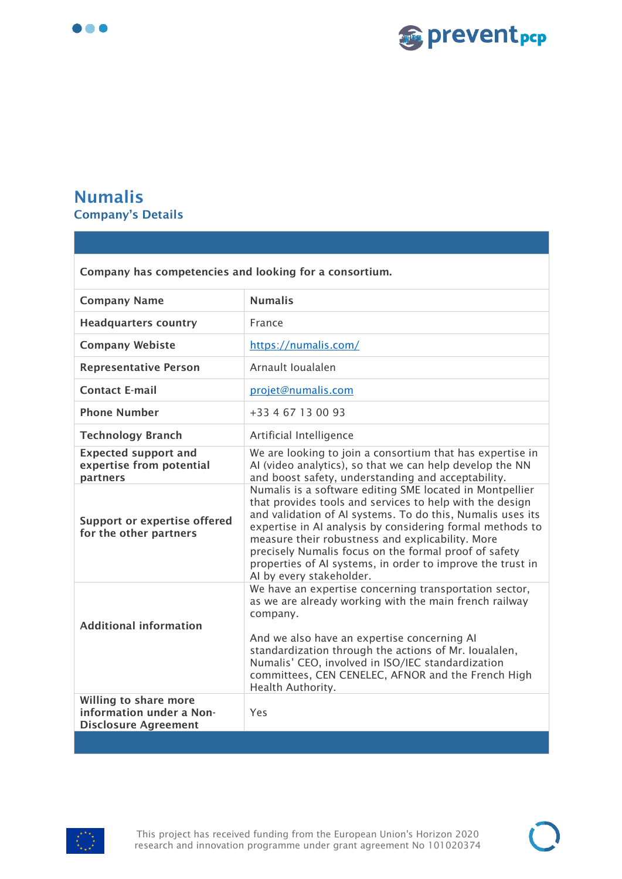# Numalis

## Company's Details

| | |
|---|---|
| **Company has competencies and looking for a consortium.** | |
| **Company Name** | **Numalis** |
| **Headquarters country** | France |
| **Company Webiste** | https://numalis.com/ |
| **Representative Person** | Arnault Ioualalen |
| **Contact E-mail** | projet@numalis.com |
| **Phone Number** | +33 4 67 13 00 93 |
| **Technology Branch** | Artificial Intelligence |
| **Expected support and expertise from potential partners** | We are looking to join a consortium that has expertise in AI (video analytics), so that we can help develop the NN and boost safety, understanding and acceptability. |
| **Support or expertise offered for the other partners** | Numalis is a software editing SME located in Montpellier that provides tools and services to help with the design and validation of AI systems. To do this, Numalis uses its expertise in AI analysis by considering formal methods to measure their robustness and explicability. More precisely Numalis focus on the formal proof of safety properties of AI systems, in order to improve the trust in AI by every stakeholder. |
| **Additional information** | We have an expertise concerning transportation sector, as we are already working with the main french railway company.<br><br>And we also have an expertise concerning AI standardization through the actions of Mr. Ioualalen, Numalis' CEO, involved in ISO/IEC standardization committees, CEN CENELEC, AFNOR and the French High Health Authority. |
| **Willing to share more information under a Non-Disclosure Agreement** | Yes |

This project has received funding from the European Union's Horizon 2020 research and innovation programme under grant agreement No 101020374